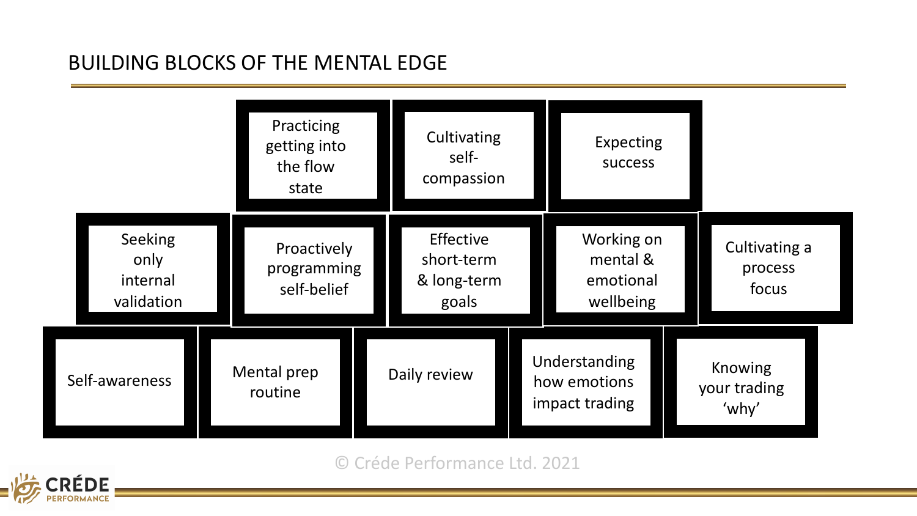## BUILDING BLOCKS OF THE MENTAL EDGE

- Practicing getting into the flow state
- Cultivating self-compassion
- Expecting success

- Seeking only internal validation
- Proactively programming self-belief
- Effective short-term & long-term goals
- Working on mental & emotional wellbeing
- Cultivating a process focus

- Self-awareness
- Mental prep routine
- Daily review
- Understanding how emotions impact trading
- Knowing your trading 'why'

© Créde Performance Ltd. 2021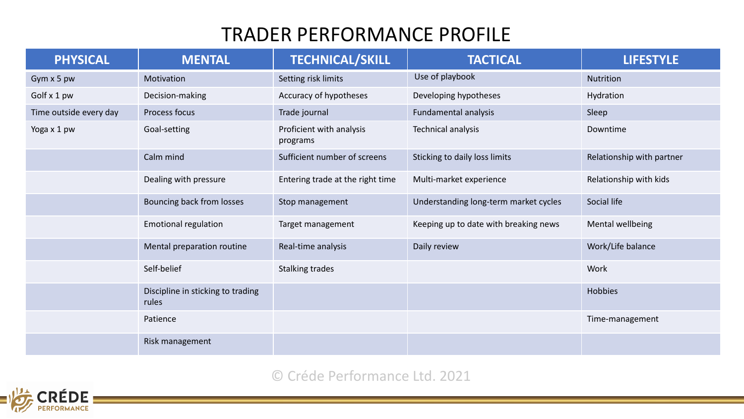# TRADER PERFORMANCE PROFILE

| PHYSICAL | MENTAL | TECHNICAL/SKILL | TACTICAL | LIFESTYLE |
|---|---|---|---|---|
| Gym x 5 pw | Motivation | Setting risk limits | Use of playbook | Nutrition |
| Golf x 1 pw | Decision-making | Accuracy of hypotheses | Developing hypotheses | Hydration |
| Time outside every day | Process focus | Trade journal | Fundamental analysis | Sleep |
| Yoga x 1 pw | Goal-setting | Proficient with analysis programs | Technical analysis | Downtime |
| | Calm mind | Sufficient number of screens | Sticking to daily loss limits | Relationship with partner |
| | Dealing with pressure | Entering trade at the right time | Multi-market experience | Relationship with kids |
| | Bouncing back from losses | Stop management | Understanding long-term market cycles | Social life |
| | Emotional regulation | Target management | Keeping up to date with breaking news | Mental wellbeing |
| | Mental preparation routine | Real-time analysis | Daily review | Work/Life balance |
| | Self-belief | Stalking trades | | Work |
| | Discipline in sticking to trading rules | | | Hobbies |
| | Patience | | | Time-management |
| | Risk management | | | |

© Créde Performance Ltd. 2021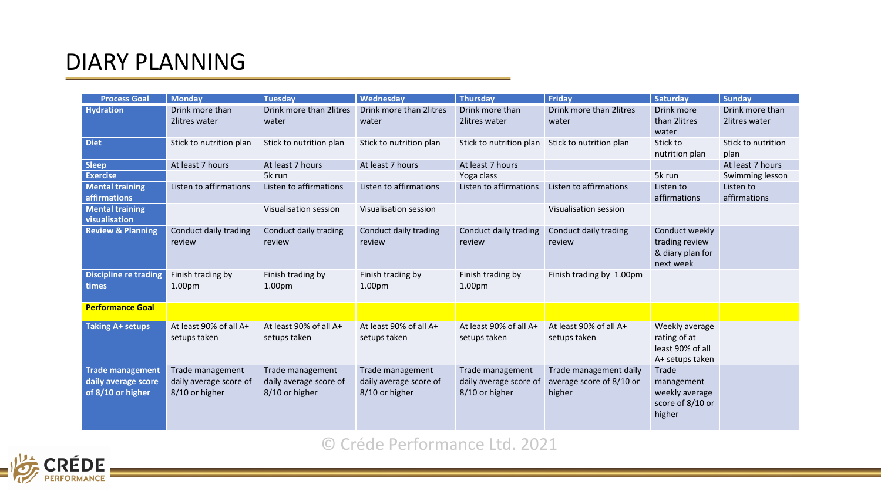# DIARY PLANNING

| Process Goal | Monday | Tuesday | Wednesday | Thursday | Friday | Saturday | Sunday |
|---|---|---|---|---|---|---|---|
| **Hydration** | Drink more than 2litres water | Drink more than 2litres water | Drink more than 2litres water | Drink more than 2litres water | Drink more than 2litres water | Drink more than 2litres water | Drink more than 2litres water |
| **Diet** | Stick to nutrition plan | Stick to nutrition plan | Stick to nutrition plan | Stick to nutrition plan | Stick to nutrition plan | Stick to nutrition plan | Stick to nutrition plan |
| **Sleep** | At least 7 hours | At least 7 hours | At least 7 hours | At least 7 hours | | | At least 7 hours |
| **Exercise** | | 5k run | | Yoga class | | 5k run | Swimming lesson |
| **Mental training affirmations** | Listen to affirmations | Listen to affirmations | Listen to affirmations | Listen to affirmations | Listen to affirmations | Listen to affirmations | Listen to affirmations |
| **Mental training visualisation** | | Visualisation session | Visualisation session | | Visualisation session | | |
| **Review & Planning** | Conduct daily trading review | Conduct daily trading review | Conduct daily trading review | Conduct daily trading review | Conduct daily trading review | Conduct weekly trading review & diary plan for next week | |
| **Discipline re trading times** | Finish trading by 1.00pm | Finish trading by 1.00pm | Finish trading by 1.00pm | Finish trading by 1.00pm | Finish trading by 1.00pm | | |
| **Performance Goal** | | | | | | | |
| **Taking A+ setups** | At least 90% of all A+ setups taken | At least 90% of all A+ setups taken | At least 90% of all A+ setups taken | At least 90% of all A+ setups taken | At least 90% of all A+ setups taken | Weekly average rating of at least 90% of all A+ setups taken | |
| **Trade management daily average score of 8/10 or higher** | Trade management daily average score of 8/10 or higher | Trade management daily average score of 8/10 or higher | Trade management daily average score of 8/10 or higher | Trade management daily average score of 8/10 or higher | Trade management daily average score of 8/10 or higher | Trade management weekly average score of 8/10 or higher | |

© Créde Performance Ltd. 2021